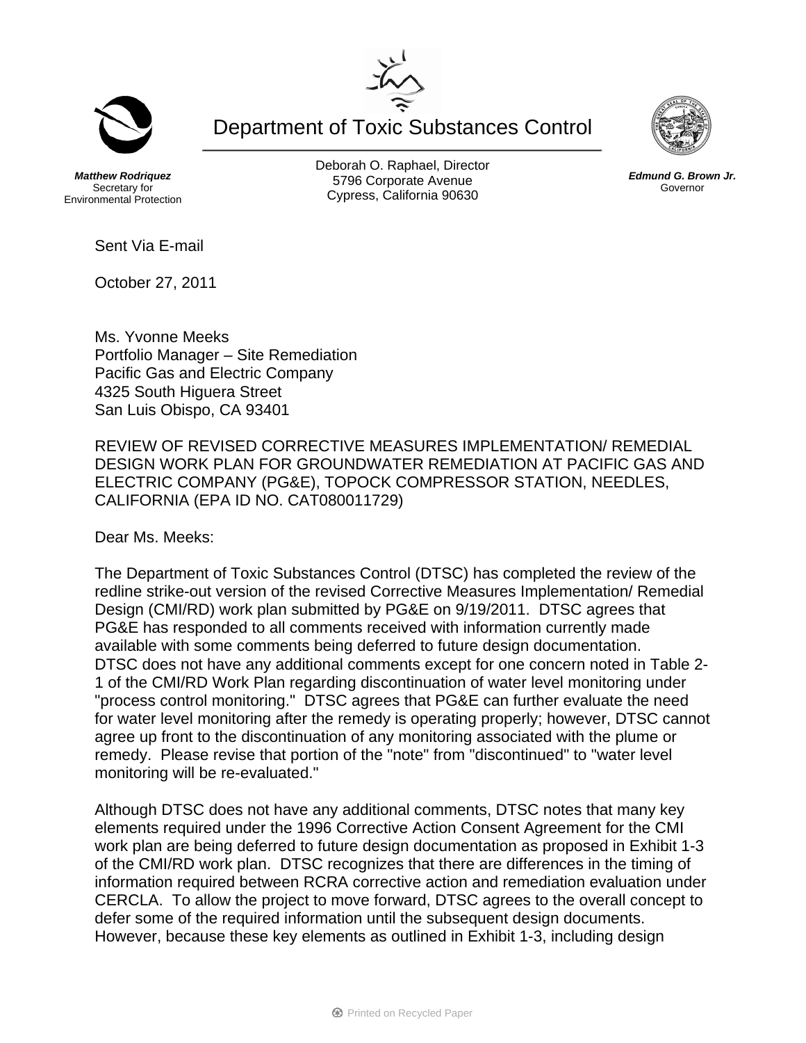Department of Toxic Substances Control

***Matthew Rodriquez***
Secretary for
Environmental Protection

Deborah O. Raphael, Director
5796 Corporate Avenue
Cypress, California 90630

***Edmund G. Brown Jr.***
Governor

Sent Via E-mail

October 27, 2011

Ms. Yvonne Meeks
Portfolio Manager – Site Remediation
Pacific Gas and Electric Company
4325 South Higuera Street
San Luis Obispo, CA 93401

REVIEW OF REVISED CORRECTIVE MEASURES IMPLEMENTATION/ REMEDIAL DESIGN WORK PLAN FOR GROUNDWATER REMEDIATION AT PACIFIC GAS AND ELECTRIC COMPANY (PG&E), TOPOCK COMPRESSOR STATION, NEEDLES, CALIFORNIA (EPA ID NO. CAT080011729)

Dear Ms. Meeks:

The Department of Toxic Substances Control (DTSC) has completed the review of the redline strike-out version of the revised Corrective Measures Implementation/ Remedial Design (CMI/RD) work plan submitted by PG&E on 9/19/2011. DTSC agrees that PG&E has responded to all comments received with information currently made available with some comments being deferred to future design documentation. DTSC does not have any additional comments except for one concern noted in Table 2-1 of the CMI/RD Work Plan regarding discontinuation of water level monitoring under "process control monitoring." DTSC agrees that PG&E can further evaluate the need for water level monitoring after the remedy is operating properly; however, DTSC cannot agree up front to the discontinuation of any monitoring associated with the plume or remedy. Please revise that portion of the "note" from "discontinued" to "water level monitoring will be re-evaluated."

Although DTSC does not have any additional comments, DTSC notes that many key elements required under the 1996 Corrective Action Consent Agreement for the CMI work plan are being deferred to future design documentation as proposed in Exhibit 1-3 of the CMI/RD work plan. DTSC recognizes that there are differences in the timing of information required between RCRA corrective action and remediation evaluation under CERCLA. To allow the project to move forward, DTSC agrees to the overall concept to defer some of the required information until the subsequent design documents. However, because these key elements as outlined in Exhibit 1-3, including design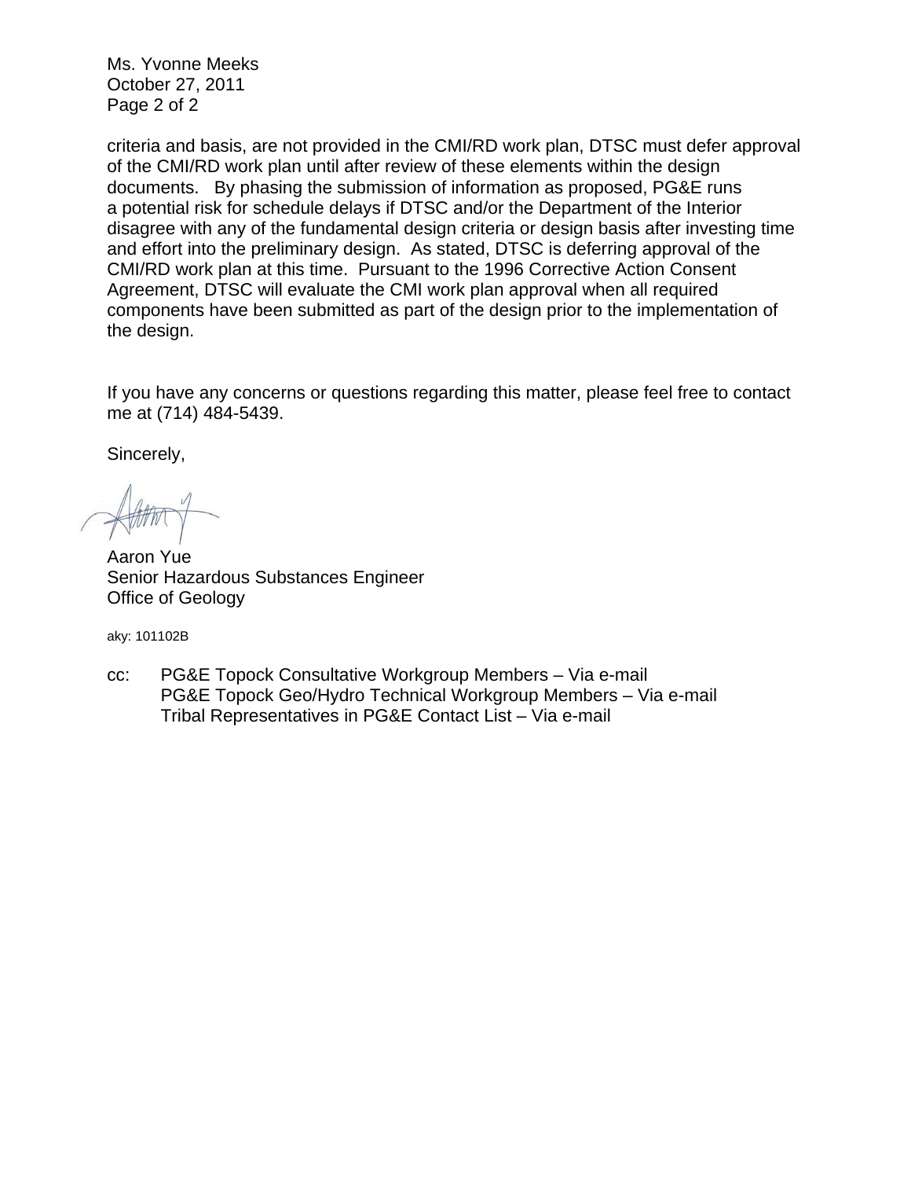criteria and basis, are not provided in the CMI/RD work plan, DTSC must defer approval of the CMI/RD work plan until after review of these elements within the design documents. By phasing the submission of information as proposed, PG&E runs a potential risk for schedule delays if DTSC and/or the Department of the Interior disagree with any of the fundamental design criteria or design basis after investing time and effort into the preliminary design. As stated, DTSC is deferring approval of the CMI/RD work plan at this time. Pursuant to the 1996 Corrective Action Consent Agreement, DTSC will evaluate the CMI work plan approval when all required components have been submitted as part of the design prior to the implementation of the design.

If you have any concerns or questions regarding this matter, please feel free to contact me at (714) 484-5439.

Sincerely,

Aaron Yue
Senior Hazardous Substances Engineer
Office of Geology

aky: 101102B

cc: PG&E Topock Consultative Workgroup Members – Via e-mail
PG&E Topock Geo/Hydro Technical Workgroup Members – Via e-mail
Tribal Representatives in PG&E Contact List – Via e-mail